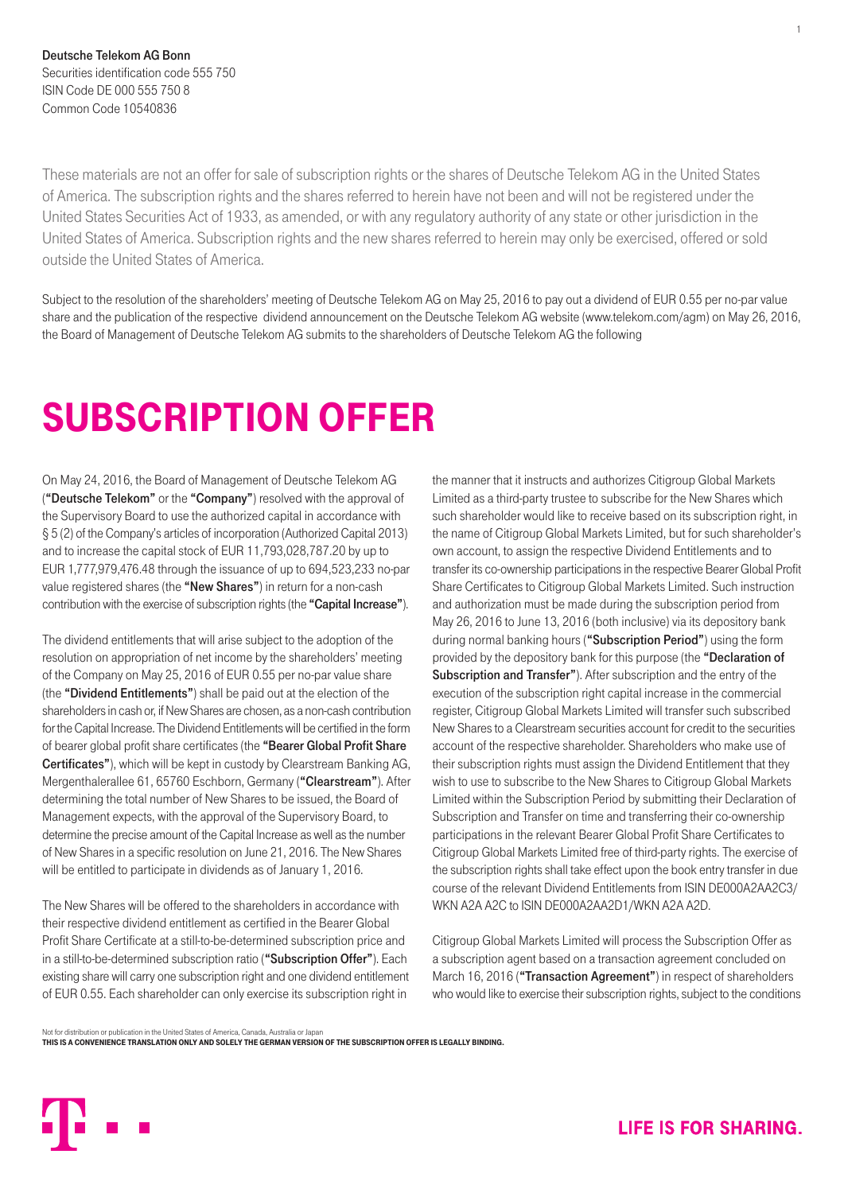**Deutsche Telekom AG Bonn**
Securities identification code 555 750
ISIN Code DE 000 555 750 8
Common Code 10540836

These materials are not an offer for sale of subscription rights or the shares of Deutsche Telekom AG in the United States of America. The subscription rights and the shares referred to herein have not been and will not be registered under the United States Securities Act of 1933, as amended, or with any regulatory authority of any state or other jurisdiction in the United States of America. Subscription rights and the new shares referred to herein may only be exercised, offered or sold outside the United States of America.

Subject to the resolution of the shareholders' meeting of Deutsche Telekom AG on May 25, 2016 to pay out a dividend of EUR 0.55 per no-par value share and the publication of the respective dividend announcement on the Deutsche Telekom AG website (www.telekom.com/agm) on May 26, 2016, the Board of Management of Deutsche Telekom AG submits to the shareholders of Deutsche Telekom AG the following

# SUBSCRIPTION OFFER

On May 24, 2016, the Board of Management of Deutsche Telekom AG (**"Deutsche Telekom"** or the **"Company"**) resolved with the approval of the Supervisory Board to use the authorized capital in accordance with § 5 (2) of the Company's articles of incorporation (Authorized Capital 2013) and to increase the capital stock of EUR 11,793,028,787.20 by up to EUR 1,777,979,476.48 through the issuance of up to 694,523,233 no-par value registered shares (the **"New Shares"**) in return for a non-cash contribution with the exercise of subscription rights (the **"Capital Increase"**).

The dividend entitlements that will arise subject to the adoption of the resolution on appropriation of net income by the shareholders' meeting of the Company on May 25, 2016 of EUR 0.55 per no-par value share (the **"Dividend Entitlements"**) shall be paid out at the election of the shareholders in cash or, if New Shares are chosen, as a non-cash contribution for the Capital Increase. The Dividend Entitlements will be certified in the form of bearer global profit share certificates (the **"Bearer Global Profit Share Certificates"**), which will be kept in custody by Clearstream Banking AG, Mergenthalerallee 61, 65760 Eschborn, Germany (**"Clearstream"**). After determining the total number of New Shares to be issued, the Board of Management expects, with the approval of the Supervisory Board, to determine the precise amount of the Capital Increase as well as the number of New Shares in a specific resolution on June 21, 2016. The New Shares will be entitled to participate in dividends as of January 1, 2016.

The New Shares will be offered to the shareholders in accordance with their respective dividend entitlement as certified in the Bearer Global Profit Share Certificate at a still-to-be-determined subscription price and in a still-to-be-determined subscription ratio (**"Subscription Offer"**). Each existing share will carry one subscription right and one dividend entitlement of EUR 0.55. Each shareholder can only exercise its subscription right in the manner that it instructs and authorizes Citigroup Global Markets Limited as a third-party trustee to subscribe for the New Shares which such shareholder would like to receive based on its subscription right, in the name of Citigroup Global Markets Limited, but for such shareholder's own account, to assign the respective Dividend Entitlements and to transfer its co-ownership participations in the respective Bearer Global Profit Share Certificates to Citigroup Global Markets Limited. Such instruction and authorization must be made during the subscription period from May 26, 2016 to June 13, 2016 (both inclusive) via its depository bank during normal banking hours (**"Subscription Period"**) using the form provided by the depository bank for this purpose (the **"Declaration of Subscription and Transfer"**). After subscription and the entry of the execution of the subscription right capital increase in the commercial register, Citigroup Global Markets Limited will transfer such subscribed New Shares to a Clearstream securities account for credit to the securities account of the respective shareholder. Shareholders who make use of their subscription rights must assign the Dividend Entitlement that they wish to use to subscribe to the New Shares to Citigroup Global Markets Limited within the Subscription Period by submitting their Declaration of Subscription and Transfer on time and transferring their co-ownership participations in the relevant Bearer Global Profit Share Certificates to Citigroup Global Markets Limited free of third-party rights. The exercise of the subscription rights shall take effect upon the book entry transfer in due course of the relevant Dividend Entitlements from ISIN DE000A2AA2C3/WKN A2A A2C to ISIN DE000A2AA2D1/WKN A2A A2D.

Citigroup Global Markets Limited will process the Subscription Offer as a subscription agent based on a transaction agreement concluded on March 16, 2016 (**"Transaction Agreement"**) in respect of shareholders who would like to exercise their subscription rights, subject to the conditions

Not for distribution or publication in the United States of America, Canada, Australia or Japan
**THIS IS A CONVENIENCE TRANSLATION ONLY AND SOLELY THE GERMAN VERSION OF THE SUBSCRIPTION OFFER IS LEGALLY BINDING.**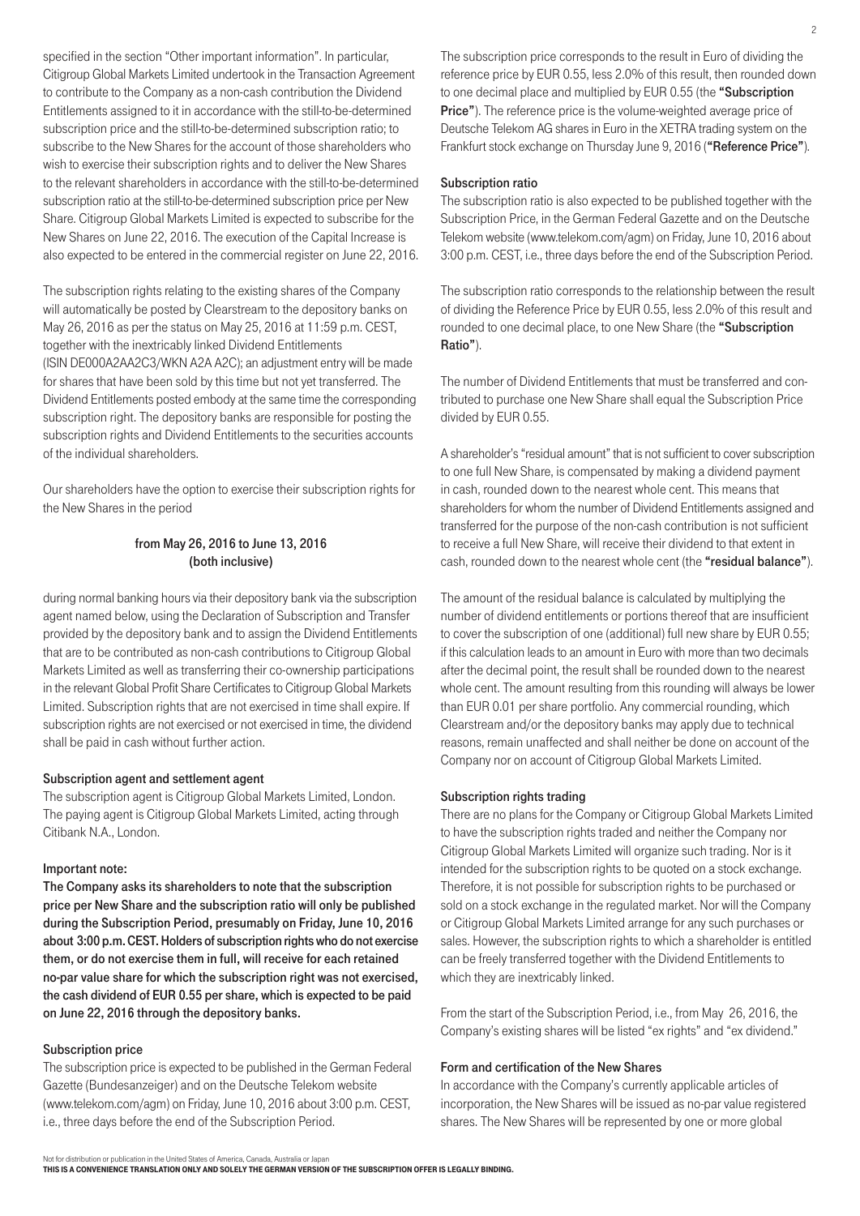specified in the section "Other important information". In particular, Citigroup Global Markets Limited undertook in the Transaction Agreement to contribute to the Company as a non-cash contribution the Dividend Entitlements assigned to it in accordance with the still-to-be-determined subscription price and the still-to-be-determined subscription ratio; to subscribe to the New Shares for the account of those shareholders who wish to exercise their subscription rights and to deliver the New Shares to the relevant shareholders in accordance with the still-to-be-determined subscription ratio at the still-to-be-determined subscription price per New Share. Citigroup Global Markets Limited is expected to subscribe for the New Shares on June 22, 2016. The execution of the Capital Increase is also expected to be entered in the commercial register on June 22, 2016.

The subscription rights relating to the existing shares of the Company will automatically be posted by Clearstream to the depository banks on May 26, 2016 as per the status on May 25, 2016 at 11:59 p.m. CEST, together with the inextricably linked Dividend Entitlements (ISIN DE000A2AA2C3/WKN A2A A2C); an adjustment entry will be made for shares that have been sold by this time but not yet transferred. The Dividend Entitlements posted embody at the same time the corresponding subscription right. The depository banks are responsible for posting the subscription rights and Dividend Entitlements to the securities accounts of the individual shareholders.

Our shareholders have the option to exercise their subscription rights for the New Shares in the period

**from May 26, 2016 to June 13, 2016**
**(both inclusive)**

during normal banking hours via their depository bank via the subscription agent named below, using the Declaration of Subscription and Transfer provided by the depository bank and to assign the Dividend Entitlements that are to be contributed as non-cash contributions to Citigroup Global Markets Limited as well as transferring their co-ownership participations in the relevant Global Profit Share Certificates to Citigroup Global Markets Limited. Subscription rights that are not exercised in time shall expire. If subscription rights are not exercised or not exercised in time, the dividend shall be paid in cash without further action.

### Subscription agent and settlement agent

The subscription agent is Citigroup Global Markets Limited, London. The paying agent is Citigroup Global Markets Limited, acting through Citibank N.A., London.

### Important note:

**The Company asks its shareholders to note that the subscription price per New Share and the subscription ratio will only be published during the Subscription Period, presumably on Friday, June 10, 2016 about 3:00 p.m. CEST. Holders of subscription rights who do not exercise them, or do not exercise them in full, will receive for each retained no-par value share for which the subscription right was not exercised, the cash dividend of EUR 0.55 per share, which is expected to be paid on June 22, 2016 through the depository banks.**

### Subscription price

The subscription price is expected to be published in the German Federal Gazette (Bundesanzeiger) and on the Deutsche Telekom website (www.telekom.com/agm) on Friday, June 10, 2016 about 3:00 p.m. CEST, i.e., three days before the end of the Subscription Period.

The subscription price corresponds to the result in Euro of dividing the reference price by EUR 0.55, less 2.0% of this result, then rounded down to one decimal place and multiplied by EUR 0.55 (the **"Subscription Price"**). The reference price is the volume-weighted average price of Deutsche Telekom AG shares in Euro in the XETRA trading system on the Frankfurt stock exchange on Thursday June 9, 2016 (**"Reference Price"**).

### Subscription ratio

The subscription ratio is also expected to be published together with the Subscription Price, in the German Federal Gazette and on the Deutsche Telekom website (www.telekom.com/agm) on Friday, June 10, 2016 about 3:00 p.m. CEST, i.e., three days before the end of the Subscription Period.

The subscription ratio corresponds to the relationship between the result of dividing the Reference Price by EUR 0.55, less 2.0% of this result and rounded to one decimal place, to one New Share (the **"Subscription Ratio"**).

The number of Dividend Entitlements that must be transferred and contributed to purchase one New Share shall equal the Subscription Price divided by EUR 0.55.

A shareholder's "residual amount" that is not sufficient to cover subscription to one full New Share, is compensated by making a dividend payment in cash, rounded down to the nearest whole cent. This means that shareholders for whom the number of Dividend Entitlements assigned and transferred for the purpose of the non-cash contribution is not sufficient to receive a full New Share, will receive their dividend to that extent in cash, rounded down to the nearest whole cent (the **"residual balance"**).

The amount of the residual balance is calculated by multiplying the number of dividend entitlements or portions thereof that are insufficient to cover the subscription of one (additional) full new share by EUR 0.55; if this calculation leads to an amount in Euro with more than two decimals after the decimal point, the result shall be rounded down to the nearest whole cent. The amount resulting from this rounding will always be lower than EUR 0.01 per share portfolio. Any commercial rounding, which Clearstream and/or the depository banks may apply due to technical reasons, remain unaffected and shall neither be done on account of the Company nor on account of Citigroup Global Markets Limited.

### Subscription rights trading

There are no plans for the Company or Citigroup Global Markets Limited to have the subscription rights traded and neither the Company nor Citigroup Global Markets Limited will organize such trading. Nor is it intended for the subscription rights to be quoted on a stock exchange. Therefore, it is not possible for subscription rights to be purchased or sold on a stock exchange in the regulated market. Nor will the Company or Citigroup Global Markets Limited arrange for any such purchases or sales. However, the subscription rights to which a shareholder is entitled can be freely transferred together with the Dividend Entitlements to which they are inextricably linked.

From the start of the Subscription Period, i.e., from May 26, 2016, the Company's existing shares will be listed "ex rights" and "ex dividend."

### Form and certification of the New Shares

In accordance with the Company's currently applicable articles of incorporation, the New Shares will be issued as no-par value registered shares. The New Shares will be represented by one or more global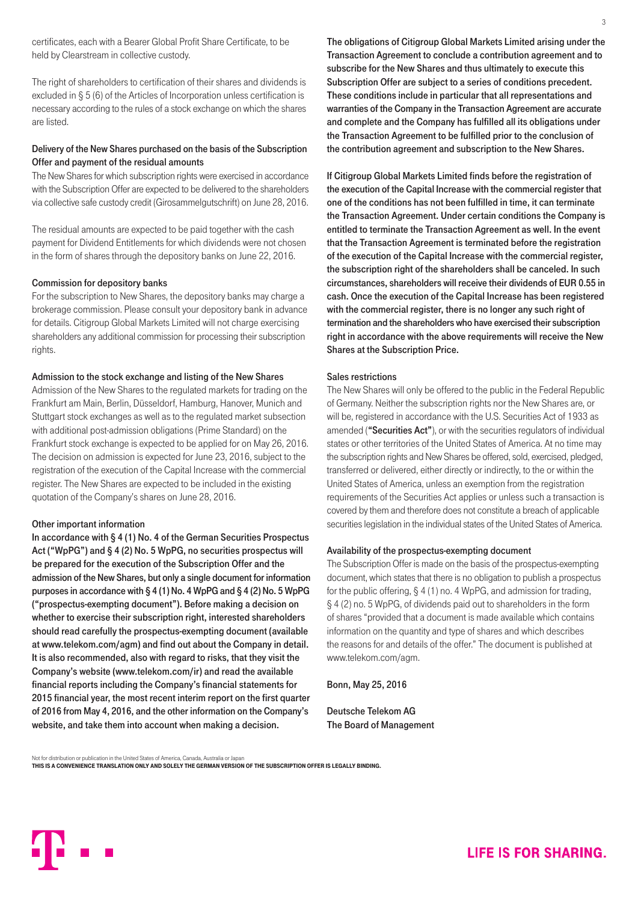certificates, each with a Bearer Global Profit Share Certificate, to be held by Clearstream in collective custody.

The right of shareholders to certification of their shares and dividends is excluded in § 5 (6) of the Articles of Incorporation unless certification is necessary according to the rules of a stock exchange on which the shares are listed.

### Delivery of the New Shares purchased on the basis of the Subscription Offer and payment of the residual amounts

The New Shares for which subscription rights were exercised in accordance with the Subscription Offer are expected to be delivered to the shareholders via collective safe custody credit (Girosammelgutschrift) on June 28, 2016.

The residual amounts are expected to be paid together with the cash payment for Dividend Entitlements for which dividends were not chosen in the form of shares through the depository banks on June 22, 2016.

### Commission for depository banks

For the subscription to New Shares, the depository banks may charge a brokerage commission. Please consult your depository bank in advance for details. Citigroup Global Markets Limited will not charge exercising shareholders any additional commission for processing their subscription rights.

### Admission to the stock exchange and listing of the New Shares

Admission of the New Shares to the regulated markets for trading on the Frankfurt am Main, Berlin, Düsseldorf, Hamburg, Hanover, Munich and Stuttgart stock exchanges as well as to the regulated market subsection with additional post-admission obligations (Prime Standard) on the Frankfurt stock exchange is expected to be applied for on May 26, 2016. The decision on admission is expected for June 23, 2016, subject to the registration of the execution of the Capital Increase with the commercial register. The New Shares are expected to be included in the existing quotation of the Company's shares on June 28, 2016.

### Other important information

**In accordance with § 4 (1) No. 4 of the German Securities Prospectus Act ("WpPG") and § 4 (2) No. 5 WpPG, no securities prospectus will be prepared for the execution of the Subscription Offer and the admission of the New Shares, but only a single document for information purposes in accordance with § 4 (1) No. 4 WpPG and § 4 (2) No. 5 WpPG ("prospectus-exempting document"). Before making a decision on whether to exercise their subscription right, interested shareholders should read carefully the prospectus-exempting document (available at www.telekom.com/agm) and find out about the Company in detail. It is also recommended, also with regard to risks, that they visit the Company's website (www.telekom.com/ir) and read the available financial reports including the Company's financial statements for 2015 financial year, the most recent interim report on the first quarter of 2016 from May 4, 2016, and the other information on the Company's website, and take them into account when making a decision.**

**The obligations of Citigroup Global Markets Limited arising under the Transaction Agreement to conclude a contribution agreement and to subscribe for the New Shares and thus ultimately to execute this Subscription Offer are subject to a series of conditions precedent. These conditions include in particular that all representations and warranties of the Company in the Transaction Agreement are accurate and complete and the Company has fulfilled all its obligations under the Transaction Agreement to be fulfilled prior to the conclusion of the contribution agreement and subscription to the New Shares.**

**If Citigroup Global Markets Limited finds before the registration of the execution of the Capital Increase with the commercial register that one of the conditions has not been fulfilled in time, it can terminate the Transaction Agreement. Under certain conditions the Company is entitled to terminate the Transaction Agreement as well. In the event that the Transaction Agreement is terminated before the registration of the execution of the Capital Increase with the commercial register, the subscription right of the shareholders shall be canceled. In such circumstances, shareholders will receive their dividends of EUR 0.55 in cash. Once the execution of the Capital Increase has been registered with the commercial register, there is no longer any such right of termination and the shareholders who have exercised their subscription right in accordance with the above requirements will receive the New Shares at the Subscription Price.**

### Sales restrictions

The New Shares will only be offered to the public in the Federal Republic of Germany. Neither the subscription rights nor the New Shares are, or will be, registered in accordance with the U.S. Securities Act of 1933 as amended (**"Securities Act"**), or with the securities regulators of individual states or other territories of the United States of America. At no time may the subscription rights and New Shares be offered, sold, exercised, pledged, transferred or delivered, either directly or indirectly, to the or within the United States of America, unless an exemption from the registration requirements of the Securities Act applies or unless such a transaction is covered by them and therefore does not constitute a breach of applicable securities legislation in the individual states of the United States of America.

### Availability of the prospectus-exempting document

The Subscription Offer is made on the basis of the prospectus-exempting document, which states that there is no obligation to publish a prospectus for the public offering, § 4 (1) no. 4 WpPG, and admission for trading, § 4 (2) no. 5 WpPG, of dividends paid out to shareholders in the form of shares "provided that a document is made available which contains information on the quantity and type of shares and which describes the reasons for and details of the offer." The document is published at www.telekom.com/agm.

Bonn, May 25, 2016

Deutsche Telekom AG
The Board of Management

Not for distribution or publication in the United States of America, Canada, Australia or Japan
**THIS IS A CONVENIENCE TRANSLATION ONLY AND SOLELY THE GERMAN VERSION OF THE SUBSCRIPTION OFFER IS LEGALLY BINDING.**

LIFE IS FOR SHARING.